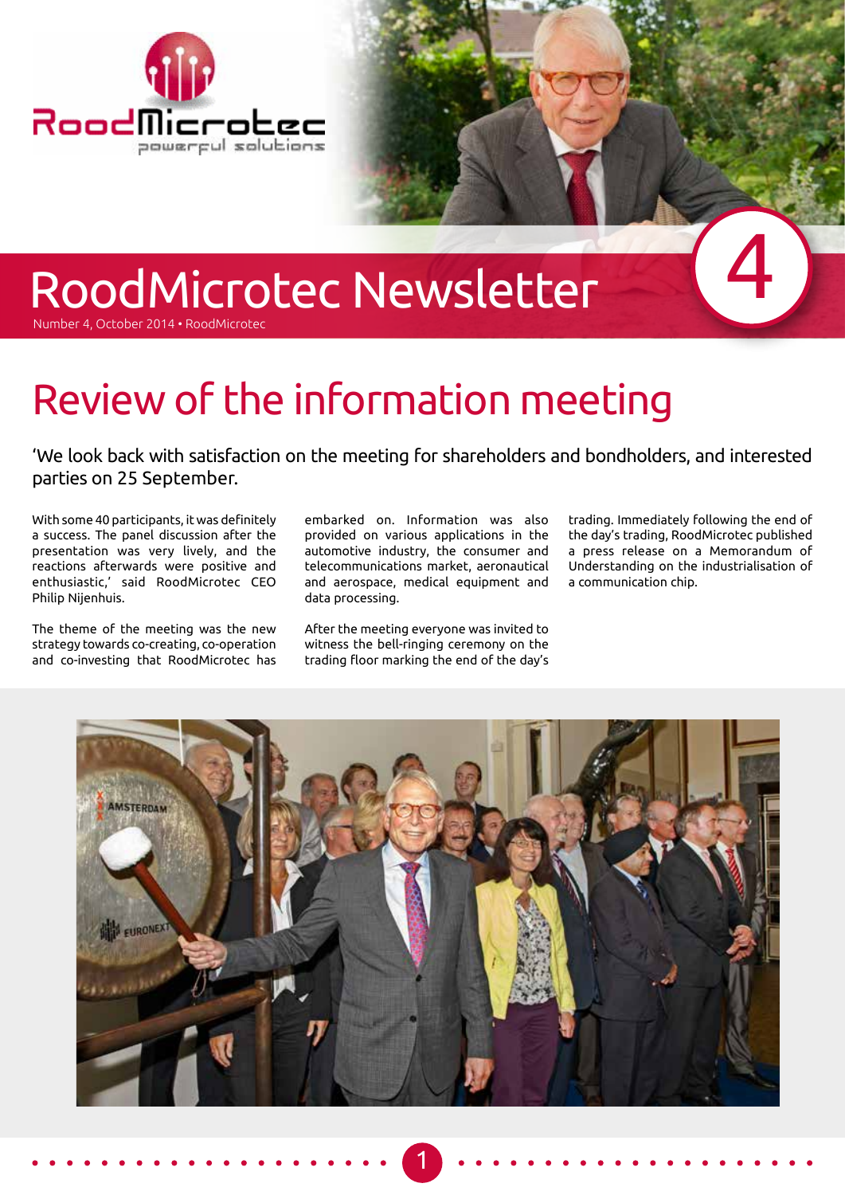# RoodMicrotec Newsletter

Number 4, October 2014 • RoodMicrotec

## Review of the information meeting

'We look back with satisfaction on the meeting for shareholders and bondholders, and interested parties on 25 September.

With some 40 participants, it was definitely a success. The panel discussion after the presentation was very lively, and the reactions afterwards were positive and enthusiastic,' said RoodMicrotec CEO Philip Nijenhuis.

The theme of the meeting was the new strategy towards co-creating, co-operation and co-investing that RoodMicrotec has embarked on. Information was also provided on various applications in the automotive industry, the consumer and telecommunications market, aeronautical and aerospace, medical equipment and data processing.

After the meeting everyone was invited to witness the bell-ringing ceremony on the trading floor marking the end of the day's trading. Immediately following the end of the day's trading, RoodMicrotec published a press release on a Memorandum of Understanding on the industrialisation of a communication chip.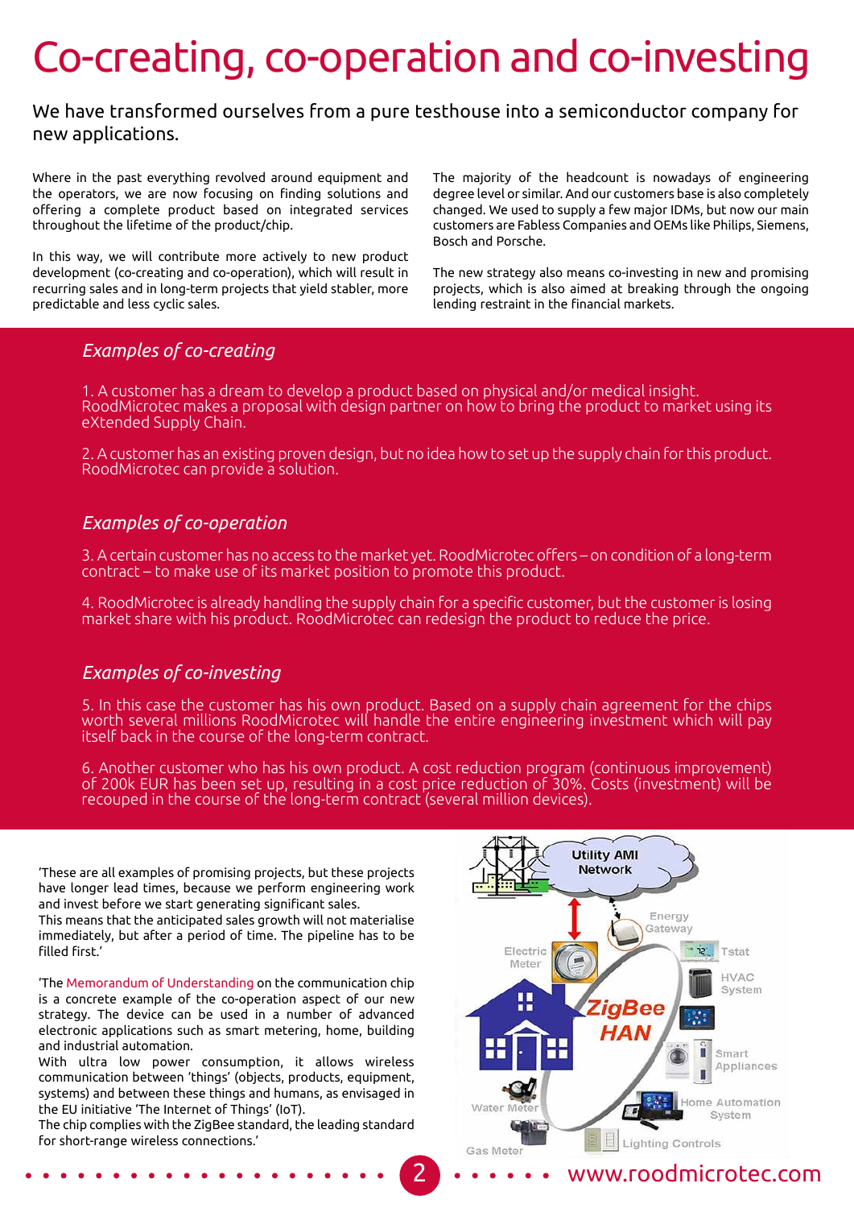# Co-creating, co-operation and co-investing

We have transformed ourselves from a pure testhouse into a semiconductor company for new applications.

Where in the past everything revolved around equipment and the operators, we are now focusing on finding solutions and offering a complete product based on integrated services throughout the lifetime of the product/chip.

In this way, we will contribute more actively to new product development (co-creating and co-operation), which will result in recurring sales and in long-term projects that yield stabler, more predictable and less cyclic sales.

The majority of the headcount is nowadays of engineering degree level or similar. And our customers base is also completely changed. We used to supply a few major IDMs, but now our main customers are Fabless Companies and OEMs like Philips, Siemens, Bosch and Porsche.

The new strategy also means co-investing in new and promising projects, which is also aimed at breaking through the ongoing lending restraint in the financial markets.

## *Examples of co-creating*

1. A customer has a dream to develop a product based on physical and/or medical insight. RoodMicrotec makes a proposal with design partner on how to bring the product to market using its eXtended Supply Chain.

2. A customer has an existing proven design, but no idea how to set up the supply chain for this product. RoodMicrotec can provide a solution.

## *Examples of co-operation*

3. A certain customer has no access to the market yet. RoodMicrotec offers – on condition of a long-term contract – to make use of its market position to promote this product.

4. RoodMicrotec is already handling the supply chain for a specific customer, but the customer is losing market share with his product. RoodMicrotec can redesign the product to reduce the price.

## *Examples of co-investing*

5. In this case the customer has his own product. Based on a supply chain agreement for the chips worth several millions RoodMicrotec will handle the entire engineering investment which will pay itself back in the course of the long-term contract.

6. Another customer who has his own product. A cost reduction program (continuous improvement) of 200k EUR has been set up, resulting in a cost price reduction of 30%. Costs (investment) will be recouped in the course of the long-term contract (several million devices).

'These are all examples of promising projects, but these projects have longer lead times, because we perform engineering work and invest before we start generating significant sales.
This means that the anticipated sales growth will not materialise immediately, but after a period of time. The pipeline has to be filled first.'

'The Memorandum of Understanding on the communication chip is a concrete example of the co-operation aspect of our new strategy. The device can be used in a number of advanced electronic applications such as smart metering, home, building and industrial automation.
With ultra low power consumption, it allows wireless communication between 'things' (objects, products, equipment, systems) and between these things and humans, as envisaged in the EU initiative 'The Internet of Things' (IoT).
The chip complies with the ZigBee standard, the leading standard for short-range wireless connections.'

Utility AMI Network · Energy Gateway · Electric Meter · Tstat · HVAC System · ZigBee HAN · Smart Appliances · Home Automation System · Water Meter · Gas Meter · Lighting Controls

www.roodmicrotec.com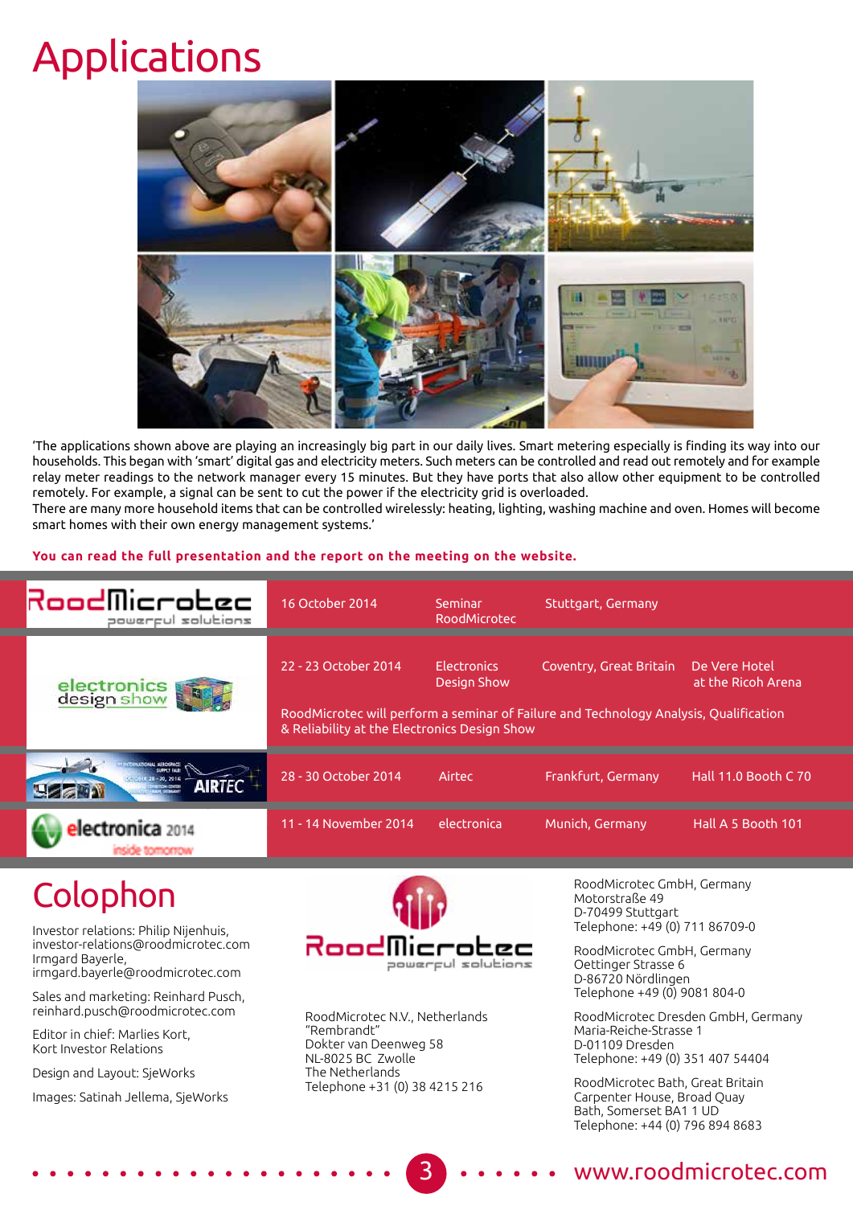# Applications

'The applications shown above are playing an increasingly big part in our daily lives. Smart metering especially is finding its way into our households. This began with 'smart' digital gas and electricity meters. Such meters can be controlled and read out remotely and for example relay meter readings to the network manager every 15 minutes. But they have ports that also allow other equipment to be controlled remotely. For example, a signal can be sent to cut the power if the electricity grid is overloaded.
There are many more household items that can be controlled wirelessly: heating, lighting, washing machine and oven. Homes will become smart homes with their own energy management systems.'

**You can read the full presentation and the report on the meeting on the website.**

| | | | | |
|---|---|---|---|---|
| RoodMicrotec powerful solutions | 16 October 2014 | Seminar RoodMicrotec | Stuttgart, Germany | |
| electronics design show | 22 - 23 October 2014 | Electronics Design Show | Coventry, Great Britain | De Vere Hotel at the Ricoh Arena |
| | RoodMicrotec will perform a seminar of Failure and Technology Analysis, Qualification & Reliability at the Electronics Design Show | | | |
| AIRTEC | 28 - 30 October 2014 | Airtec | Frankfurt, Germany | Hall 11.0 Booth C 70 |
| electronica 2014 inside tomorrow | 11 - 14 November 2014 | electronica | Munich, Germany | Hall A 5 Booth 101 |

# Colophon

Investor relations: Philip Nijenhuis,
investor-relations@roodmicrotec.com
Irmgard Bayerle,
irmgard.bayerle@roodmicrotec.com

Sales and marketing: Reinhard Pusch,
reinhard.pusch@roodmicrotec.com

Editor in chief: Marlies Kort,
Kort Investor Relations

Design and Layout: SjeWorks

Images: Satinah Jellema, SjeWorks

RoodMicrotec powerful solutions

RoodMicrotec N.V., Netherlands
"Rembrandt"
Dokter van Deenweg 58
NL-8025 BC Zwolle
The Netherlands
Telephone +31 (0) 38 4215 216

RoodMicrotec GmbH, Germany
Motorstraße 49
D-70499 Stuttgart
Telephone: +49 (0) 711 86709-0

RoodMicrotec GmbH, Germany
Oettinger Strasse 6
D-86720 Nördlingen
Telephone +49 (0) 9081 804-0

RoodMicrotec Dresden GmbH, Germany
Maria-Reiche-Strasse 1
D-01109 Dresden
Telephone: +49 (0) 351 407 54404

RoodMicrotec Bath, Great Britain
Carpenter House, Broad Quay
Bath, Somerset BA1 1 UD
Telephone: +44 (0) 796 894 8683

www.roodmicrotec.com